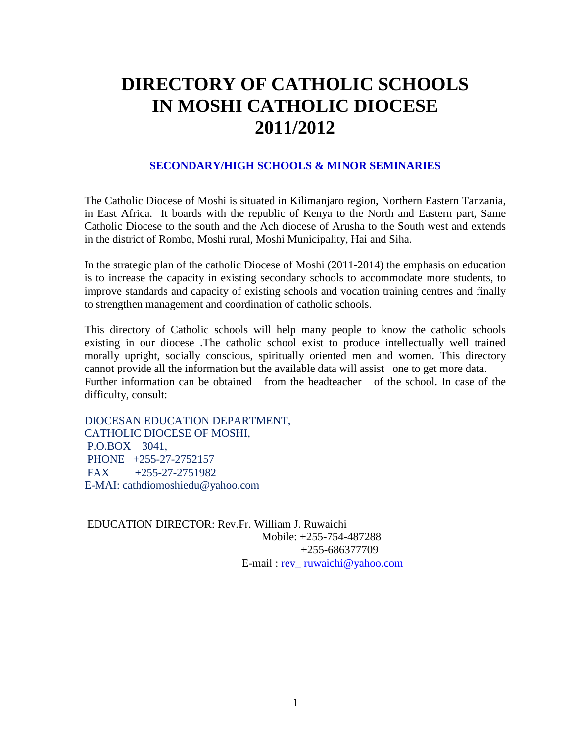# DIRECTORY OF CATHOLIC SCHOOLS IN MOSHI CATHOLIC DIOCESE 2011/2012

## SECONDARY/HIGH SCHOOLS & MINOR SEMINARIES

The Catholic Diocese of Moshi is situated in Kilimanjaro region, Northern Eastern Tanzania, in East Africa. It boards with the republic of Kenya to the North and Eastern part, Same Catholic Diocese to the south and the Ach diocese of Arusha to the South west and extends in the district of Rombo, Moshi rural, Moshi Municipality, Hai and Siha.

In the strategic plan of the catholic Diocese of Moshi (2011-2014) the emphasis on education is to increase the capacity in existing secondary schools to accommodate more students, to improve standards and capacity of existing schools and vocation training centres and finally to strengthen management and coordination of catholic schools.

This directory of Catholic schools will help many people to know the catholic schools existing in our diocese .The catholic school exist to produce intellectually well trained morally upright, socially conscious, spiritually oriented men and women. This directory cannot provide all the information but the available data will assist one to get more data. Further information can be obtained from the headteacher of the school. In case of the difficulty, consult:

DIOCESAN EDUCATION DEPARTMENT,
CATHOLIC DIOCESE OF MOSHI,
P.O.BOX 3041,
PHONE +255-27-2752157
FAX +255-27-2751982
E-MAI: cathdiomoshiedu@yahoo.com

EDUCATION DIRECTOR: Rev.Fr. William J. Ruwaichi
Mobile: +255-754-487288
+255-686377709
E-mail : rev_ ruwaichi@yahoo.com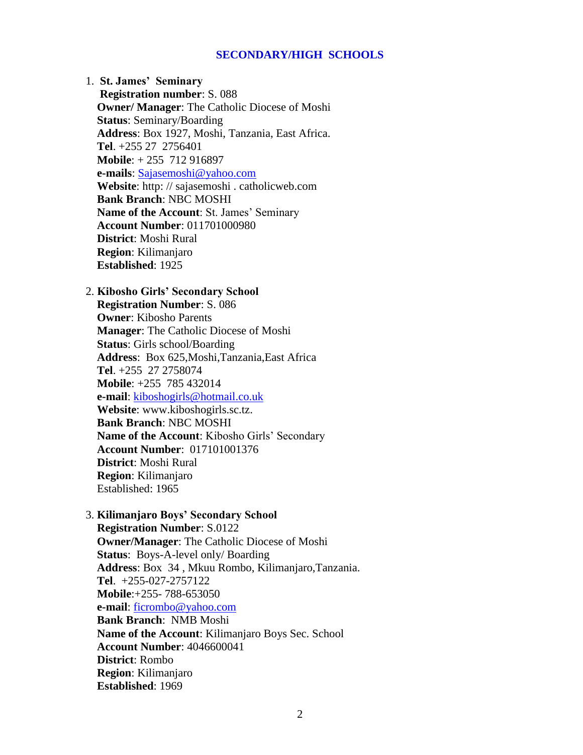## SECONDARY/HIGH SCHOOLS

1. **St. James' Seminary**
   **Registration number**: S. 088
   **Owner/ Manager**: The Catholic Diocese of Moshi
   **Status**: Seminary/Boarding
   **Address**: Box 1927, Moshi, Tanzania, East Africa.
   **Tel**. +255 27 2756401
   **Mobile**: + 255 712 916897
   **e-mails**: Sajasemoshi@yahoo.com
   **Website**: http: // sajasemoshi . catholicweb.com
   **Bank Branch**: NBC MOSHI
   **Name of the Account**: St. James' Seminary
   **Account Number**: 011701000980
   **District**: Moshi Rural
   **Region**: Kilimanjaro
   **Established**: 1925

2. **Kibosho Girls' Secondary School**
   **Registration Number**: S. 086
   **Owner**: Kibosho Parents
   **Manager**: The Catholic Diocese of Moshi
   **Status**: Girls school/Boarding
   **Address**: Box 625,Moshi,Tanzania,East Africa
   **Tel**. +255 27 2758074
   **Mobile**: +255 785 432014
   **e-mail**: kiboshogirls@hotmail.co.uk
   **Website**: www.kiboshogirls.sc.tz.
   **Bank Branch**: NBC MOSHI
   **Name of the Account**: Kibosho Girls' Secondary
   **Account Number**: 017101001376
   **District**: Moshi Rural
   **Region**: Kilimanjaro
   Established: 1965

3. **Kilimanjaro Boys' Secondary School**
   **Registration Number**: S.0122
   **Owner/Manager**: The Catholic Diocese of Moshi
   **Status**: Boys-A-level only/ Boarding
   **Address**: Box 34 , Mkuu Rombo, Kilimanjaro,Tanzania.
   **Tel**. +255-027-2757122
   **Mobile**:+255- 788-653050
   **e-mail**: ficrombo@yahoo.com
   **Bank Branch**: NMB Moshi
   **Name of the Account**: Kilimanjaro Boys Sec. School
   **Account Number**: 4046600041
   **District**: Rombo
   **Region**: Kilimanjaro
   **Established**: 1969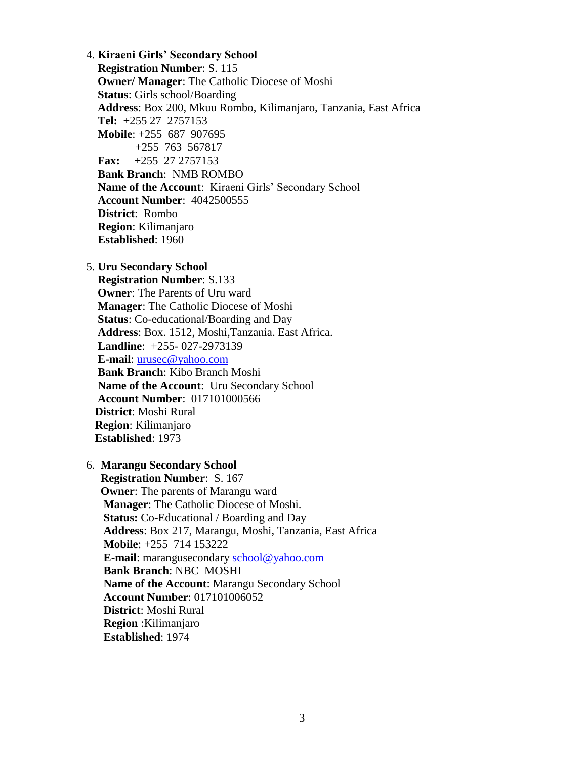4. **Kiraeni Girls' Secondary School**
   **Registration Number**: S. 115
   **Owner/ Manager**: The Catholic Diocese of Moshi
   **Status**: Girls school/Boarding
   **Address**: Box 200, Mkuu Rombo, Kilimanjaro, Tanzania, East Africa
   **Tel:** +255 27 2757153
   **Mobile**: +255 687 907695
   +255 763 567817
   **Fax:** +255 27 2757153
   **Bank Branch**: NMB ROMBO
   **Name of the Account**: Kiraeni Girls' Secondary School
   **Account Number**: 4042500555
   **District**: Rombo
   **Region**: Kilimanjaro
   **Established**: 1960

5. **Uru Secondary School**
   **Registration Number**: S.133
   **Owner**: The Parents of Uru ward
   **Manager**: The Catholic Diocese of Moshi
   **Status**: Co-educational/Boarding and Day
   **Address**: Box. 1512, Moshi,Tanzania. East Africa.
   **Landline**: +255- 027-2973139
   **E-mail**: urusec@yahoo.com
   **Bank Branch**: Kibo Branch Moshi
   **Name of the Account**: Uru Secondary School
   **Account Number**: 017101000566
   **District**: Moshi Rural
   **Region**: Kilimanjaro
   **Established**: 1973

6. **Marangu Secondary School**
   **Registration Number**: S. 167
   **Owner**: The parents of Marangu ward
   **Manager**: The Catholic Diocese of Moshi.
   **Status:** Co-Educational / Boarding and Day
   **Address**: Box 217, Marangu, Moshi, Tanzania, East Africa
   **Mobile**: +255 714 153222
   **E-mail**: marangusecondary school@yahoo.com
   **Bank Branch**: NBC MOSHI
   **Name of the Account**: Marangu Secondary School
   **Account Number**: 017101006052
   **District**: Moshi Rural
   **Region** :Kilimanjaro
   **Established**: 1974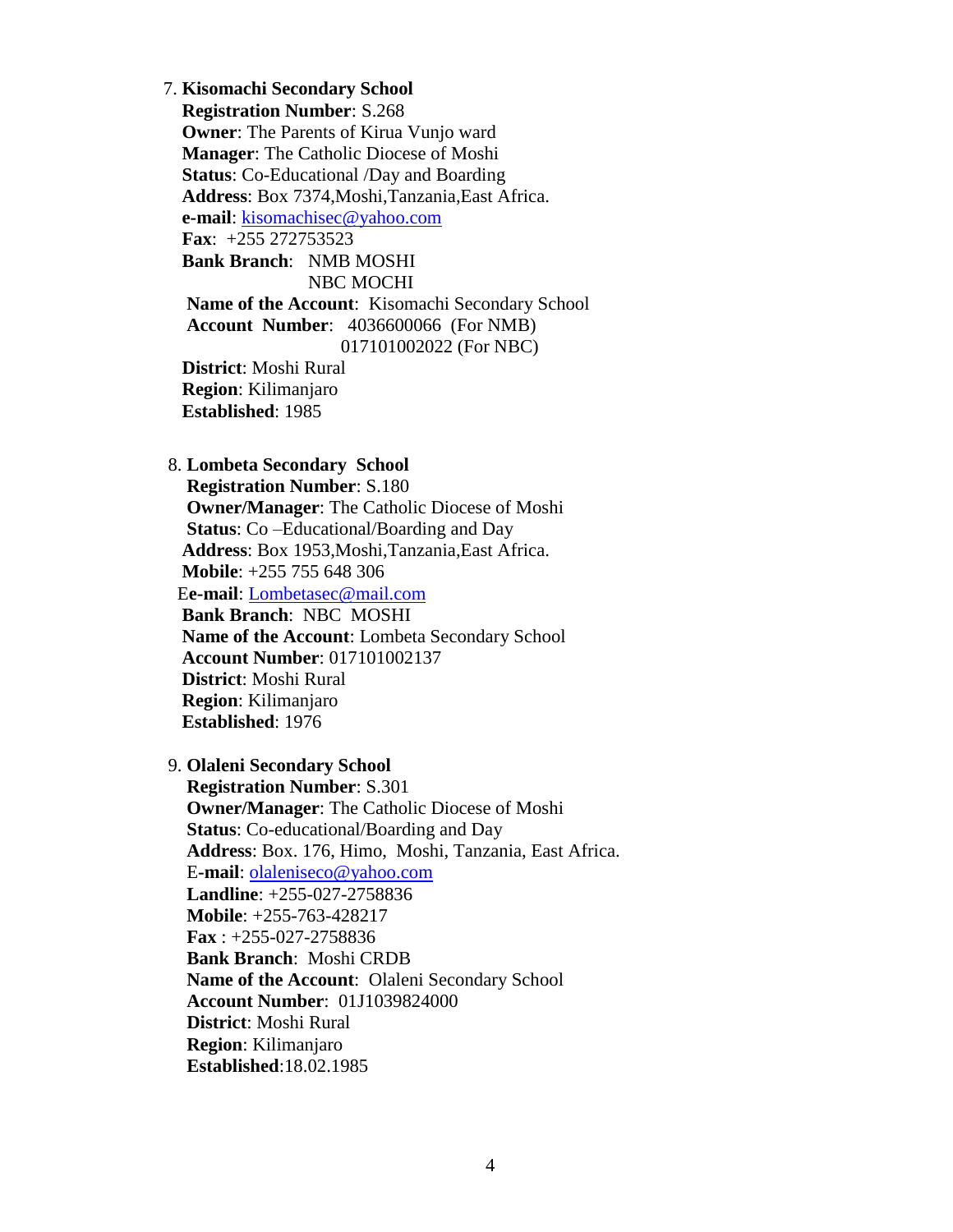7. **Kisomachi Secondary School**
   **Registration Number**: S.268
   **Owner**: The Parents of Kirua Vunjo ward
   **Manager**: The Catholic Diocese of Moshi
   **Status**: Co-Educational /Day and Boarding
   **Address**: Box 7374,Moshi,Tanzania,East Africa.
   **e-mail**: kisomachisec@yahoo.com
   **Fax**: +255 272753523
   **Bank Branch**: NMB MOSHI
   NBC MOCHI
   **Name of the Account**: Kisomachi Secondary School
   **Account Number**: 4036600066 (For NMB)
   017101002022 (For NBC)
   **District**: Moshi Rural
   **Region**: Kilimanjaro
   **Established**: 1985

8. **Lombeta Secondary School**
   **Registration Number**: S.180
   **Owner/Manager**: The Catholic Diocese of Moshi
   **Status**: Co –Educational/Boarding and Day
   **Address**: Box 1953,Moshi,Tanzania,East Africa.
   **Mobile**: +255 755 648 306
   E**e-mail**: Lombetasec@mail.com
   **Bank Branch**: NBC MOSHI
   **Name of the Account**: Lombeta Secondary School
   **Account Number**: 017101002137
   **District**: Moshi Rural
   **Region**: Kilimanjaro
   **Established**: 1976

9. **Olaleni Secondary School**
   **Registration Number**: S.301
   **Owner/Manager**: The Catholic Diocese of Moshi
   **Status**: Co-educational/Boarding and Day
   **Address**: Box. 176, Himo, Moshi, Tanzania, East Africa.
   E**-mail**: olaleniseco@yahoo.com
   **Landline**: +255-027-2758836
   **Mobile**: +255-763-428217
   **Fax** : +255-027-2758836
   **Bank Branch**: Moshi CRDB
   **Name of the Account**: Olaleni Secondary School
   **Account Number**: 01J1039824000
   **District**: Moshi Rural
   **Region**: Kilimanjaro
   **Established**:18.02.1985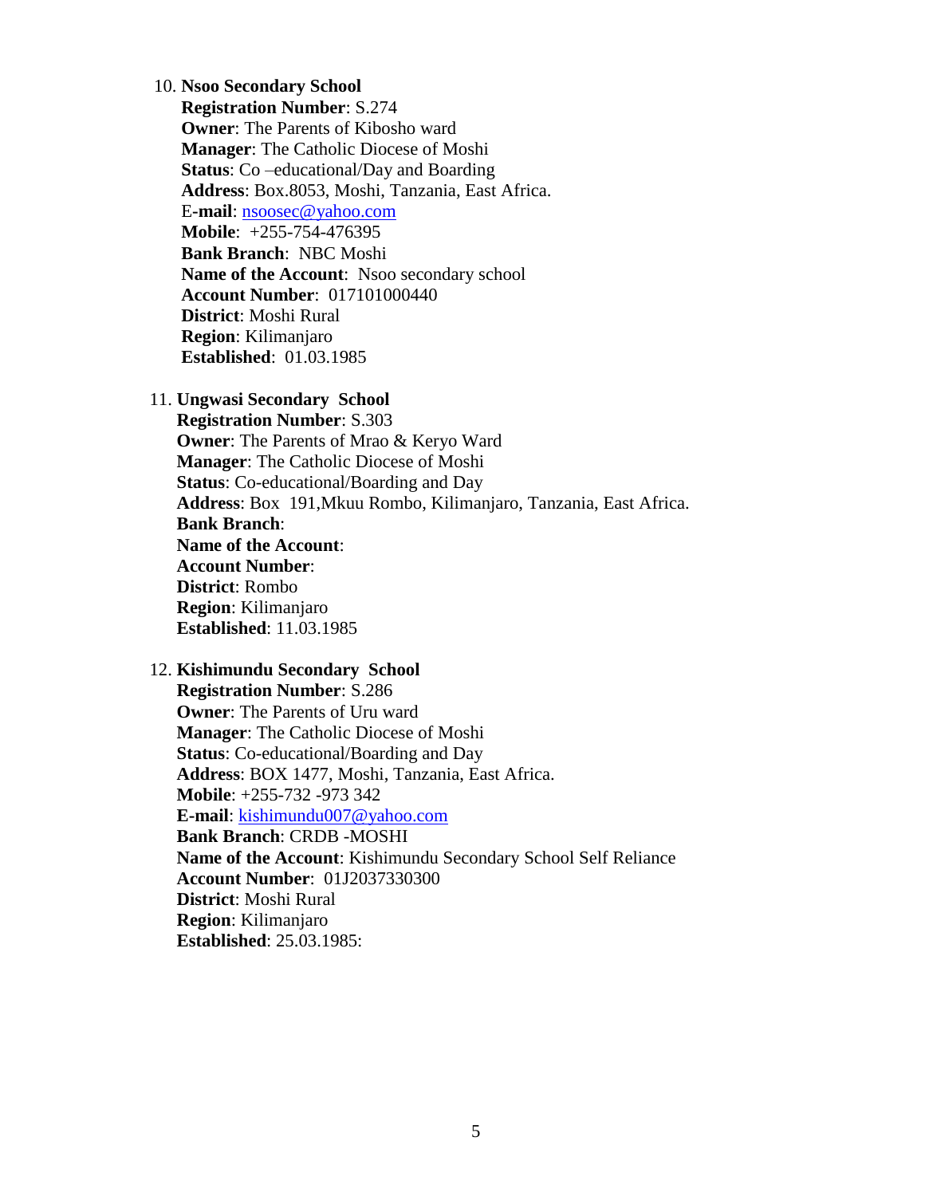10. **Nsoo Secondary School**
    **Registration Number**: S.274
    **Owner**: The Parents of Kibosho ward
    **Manager**: The Catholic Diocese of Moshi
    **Status**: Co –educational/Day and Boarding
    **Address**: Box.8053, Moshi, Tanzania, East Africa.
    **E-mail**: nsoosec@yahoo.com
    **Mobile**: +255-754-476395
    **Bank Branch**: NBC Moshi
    **Name of the Account**: Nsoo secondary school
    **Account Number**: 017101000440
    **District**: Moshi Rural
    **Region**: Kilimanjaro
    **Established**: 01.03.1985

11. **Ungwasi Secondary School**
    **Registration Number**: S.303
    **Owner**: The Parents of Mrao & Keryo Ward
    **Manager**: The Catholic Diocese of Moshi
    **Status**: Co-educational/Boarding and Day
    **Address**: Box 191,Mkuu Rombo, Kilimanjaro, Tanzania, East Africa.
    **Bank Branch**:
    **Name of the Account**:
    **Account Number**:
    **District**: Rombo
    **Region**: Kilimanjaro
    **Established**: 11.03.1985

12. **Kishimundu Secondary School**
    **Registration Number**: S.286
    **Owner**: The Parents of Uru ward
    **Manager**: The Catholic Diocese of Moshi
    **Status**: Co-educational/Boarding and Day
    **Address**: BOX 1477, Moshi, Tanzania, East Africa.
    **Mobile**: +255-732 -973 342
    **E-mail**: kishimundu007@yahoo.com
    **Bank Branch**: CRDB -MOSHI
    **Name of the Account**: Kishimundu Secondary School Self Reliance
    **Account Number**: 01J2037330300
    **District**: Moshi Rural
    **Region**: Kilimanjaro
    **Established**: 25.03.1985: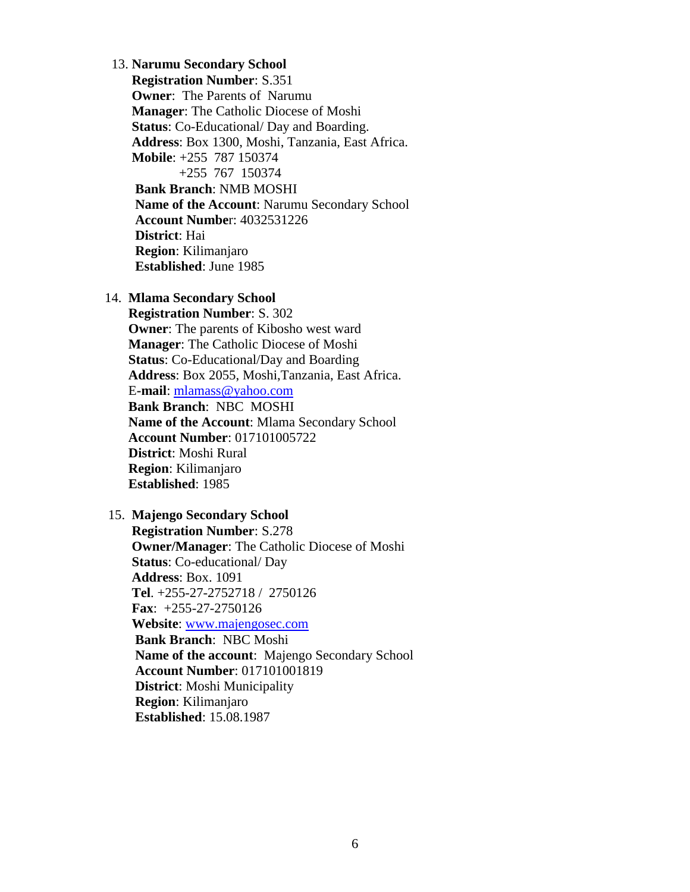13. **Narumu Secondary School**
    **Registration Number**: S.351
    **Owner**: The Parents of Narumu
    **Manager**: The Catholic Diocese of Moshi
    **Status**: Co-Educational/ Day and Boarding.
    **Address**: Box 1300, Moshi, Tanzania, East Africa.
    **Mobile**: +255 787 150374
    +255 767 150374
    **Bank Branch**: NMB MOSHI
    **Name of the Account**: Narumu Secondary School
    **Account Number**: 4032531226
    **District**: Hai
    **Region**: Kilimanjaro
    **Established**: June 1985

14. **Mlama Secondary School**
    **Registration Number**: S. 302
    **Owner**: The parents of Kibosho west ward
    **Manager**: The Catholic Diocese of Moshi
    **Status**: Co-Educational/Day and Boarding
    **Address**: Box 2055, Moshi,Tanzania, East Africa.
    E-**mail**: mlamass@yahoo.com
    **Bank Branch**: NBC MOSHI
    **Name of the Account**: Mlama Secondary School
    **Account Number**: 017101005722
    **District**: Moshi Rural
    **Region**: Kilimanjaro
    **Established**: 1985

15. **Majengo Secondary School**
    **Registration Number**: S.278
    **Owner/Manager**: The Catholic Diocese of Moshi
    **Status**: Co-educational/ Day
    **Address**: Box. 1091
    **Tel**. +255-27-2752718 / 2750126
    **Fax**: +255-27-2750126
    **Website**: www.majengosec.com
    **Bank Branch**: NBC Moshi
    **Name of the account**: Majengo Secondary School
    **Account Number**: 017101001819
    **District**: Moshi Municipality
    **Region**: Kilimanjaro
    **Established**: 15.08.1987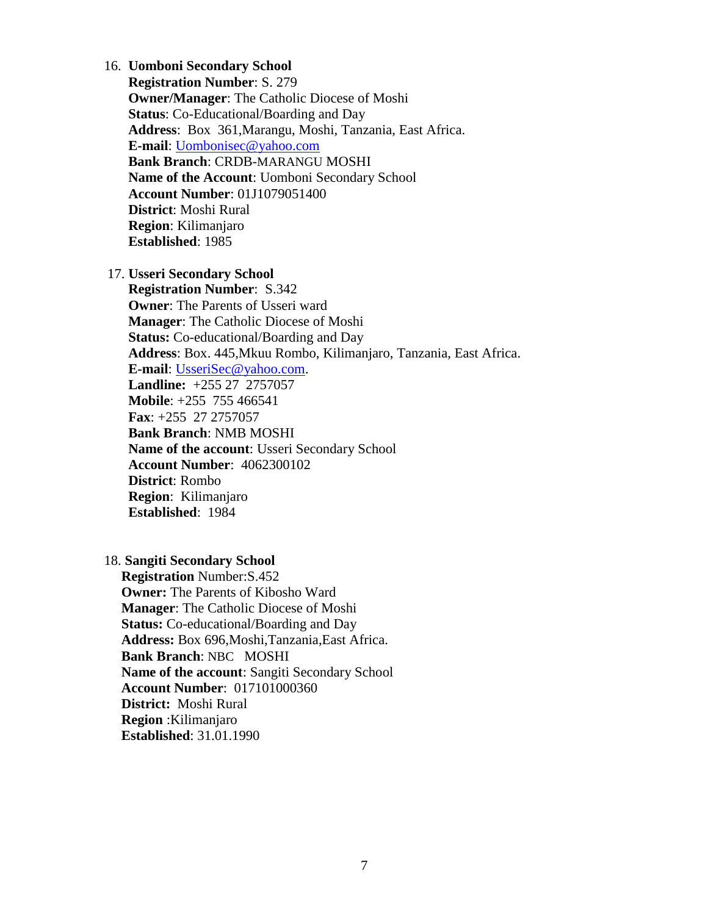16. **Uomboni Secondary School**
    **Registration Number**: S. 279
    **Owner/Manager**: The Catholic Diocese of Moshi
    **Status**: Co-Educational/Boarding and Day
    **Address**: Box 361,Marangu, Moshi, Tanzania, East Africa.
    **E-mail**: Uombonisec@yahoo.com
    **Bank Branch**: CRDB-MARANGU MOSHI
    **Name of the Account**: Uomboni Secondary School
    **Account Number**: 01J1079051400
    **District**: Moshi Rural
    **Region**: Kilimanjaro
    **Established**: 1985

17. **Usseri Secondary School**
    **Registration Number**: S.342
    **Owner**: The Parents of Usseri ward
    **Manager**: The Catholic Diocese of Moshi
    **Status:** Co-educational/Boarding and Day
    **Address**: Box. 445,Mkuu Rombo, Kilimanjaro, Tanzania, East Africa.
    **E-mail**: UsseriSec@yahoo.com.
    **Landline:** +255 27 2757057
    **Mobile**: +255 755 466541
    **Fax**: +255 27 2757057
    **Bank Branch**: NMB MOSHI
    **Name of the account**: Usseri Secondary School
    **Account Number**: 4062300102
    **District**: Rombo
    **Region**: Kilimanjaro
    **Established**: 1984

18. **Sangiti Secondary School**
    **Registration** Number:S.452
    **Owner:** The Parents of Kibosho Ward
    **Manager**: The Catholic Diocese of Moshi
    **Status:** Co-educational/Boarding and Day
    **Address:** Box 696,Moshi,Tanzania,East Africa.
    **Bank Branch**: NBC MOSHI
    **Name of the account**: Sangiti Secondary School
    **Account Number**: 017101000360
    **District:** Moshi Rural
    **Region** :Kilimanjaro
    **Established**: 31.01.1990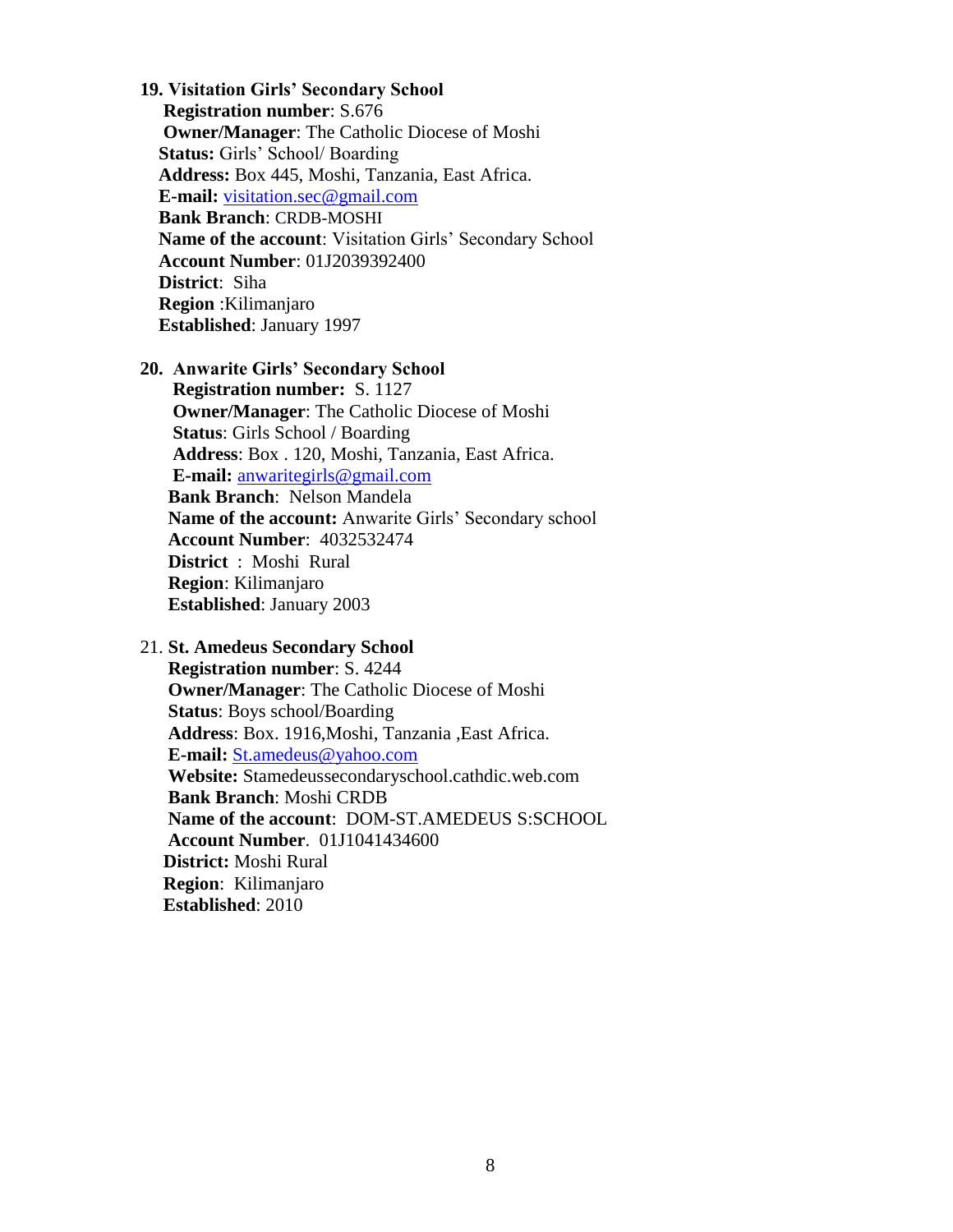**19. Visitation Girls' Secondary School**

**Registration number**: S.676
**Owner/Manager**: The Catholic Diocese of Moshi
**Status:** Girls' School/ Boarding
**Address:** Box 445, Moshi, Tanzania, East Africa.
**E-mail:** visitation.sec@gmail.com
**Bank Branch**: CRDB-MOSHI
**Name of the account**: Visitation Girls' Secondary School
**Account Number**: 01J2039392400
**District**: Siha
**Region** :Kilimanjaro
**Established**: January 1997

**20. Anwarite Girls' Secondary School**

**Registration number:** S. 1127
**Owner/Manager**: The Catholic Diocese of Moshi
**Status**: Girls School / Boarding
**Address**: Box . 120, Moshi, Tanzania, East Africa.
**E-mail:** anwaritegirls@gmail.com
**Bank Branch**: Nelson Mandela
**Name of the account:** Anwarite Girls' Secondary school
**Account Number**: 4032532474
**District** : Moshi Rural
**Region**: Kilimanjaro
**Established**: January 2003

21. **St. Amedeus Secondary School**

**Registration number**: S. 4244
**Owner/Manager**: The Catholic Diocese of Moshi
**Status**: Boys school/Boarding
**Address**: Box. 1916,Moshi, Tanzania ,East Africa.
**E-mail:** St.amedeus@yahoo.com
**Website:** Stamedeussecondaryschool.cathdic.web.com
**Bank Branch**: Moshi CRDB
**Name of the account**: DOM-ST.AMEDEUS S:SCHOOL
**Account Number**. 01J1041434600
**District:** Moshi Rural
**Region**: Kilimanjaro
**Established**: 2010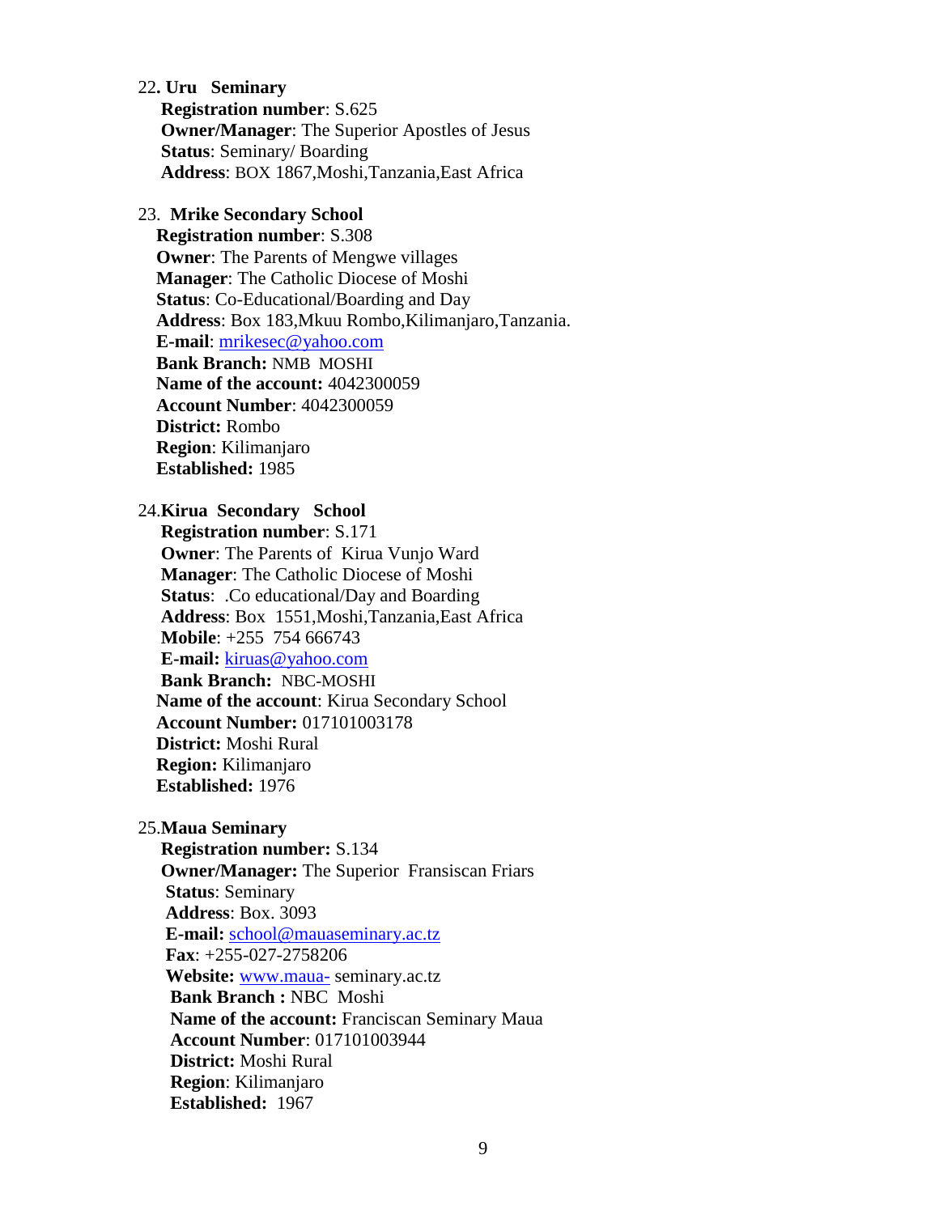22**. Uru Seminary**

**Registration number**: S.625
**Owner/Manager**: The Superior Apostles of Jesus
**Status**: Seminary/ Boarding
**Address**: BOX 1867,Moshi,Tanzania,East Africa

23. **Mrike Secondary School**

**Registration number**: S.308
**Owner**: The Parents of Mengwe villages
**Manager**: The Catholic Diocese of Moshi
**Status**: Co-Educational/Boarding and Day
**Address**: Box 183,Mkuu Rombo,Kilimanjaro,Tanzania.
**E-mail**: mrikesec@yahoo.com
**Bank Branch:** NMB MOSHI
**Name of the account:** 4042300059
**Account Number**: 4042300059
**District:** Rombo
**Region**: Kilimanjaro
**Established:** 1985

24.**Kirua Secondary School**

**Registration number**: S.171
**Owner**: The Parents of Kirua Vunjo Ward
**Manager**: The Catholic Diocese of Moshi
**Status**: .Co educational/Day and Boarding
**Address**: Box 1551,Moshi,Tanzania,East Africa
**Mobile**: +255 754 666743
**E-mail:** kiruas@yahoo.com
**Bank Branch:** NBC-MOSHI
**Name of the account**: Kirua Secondary School
**Account Number:** 017101003178
**District:** Moshi Rural
**Region:** Kilimanjaro
**Established:** 1976

25.**Maua Seminary**

**Registration number:** S.134
**Owner/Manager:** The Superior Fransiscan Friars
**Status**: Seminary
**Address**: Box. 3093
**E-mail:** school@mauaseminary.ac.tz
**Fax**: +255-027-2758206
**Website:** www.maua- seminary.ac.tz
**Bank Branch :** NBC Moshi
**Name of the account:** Franciscan Seminary Maua
**Account Number**: 017101003944
**District:** Moshi Rural
**Region**: Kilimanjaro
**Established:** 1967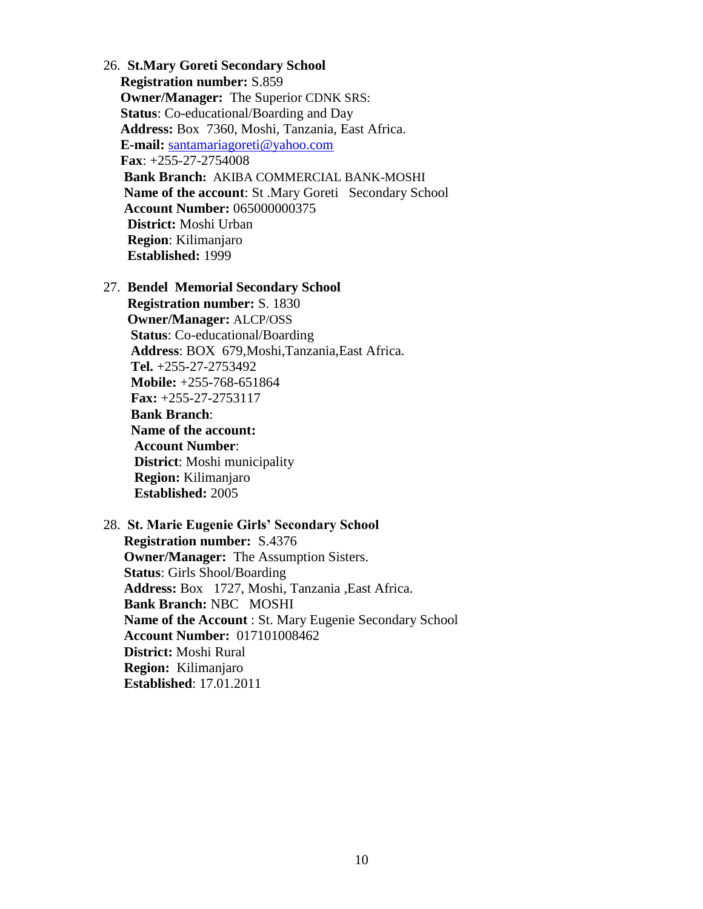26. **St.Mary Goreti Secondary School**
    **Registration number:** S.859
    **Owner/Manager:** The Superior CDNK SRS:
    **Status**: Co-educational/Boarding and Day
    **Address:** Box 7360, Moshi, Tanzania, East Africa.
    **E-mail:** santamariagoreti@yahoo.com
    **Fax**: +255-27-2754008
    **Bank Branch:** AKIBA COMMERCIAL BANK-MOSHI
    **Name of the account**: St .Mary Goreti Secondary School
    **Account Number:** 065000000375
    **District:** Moshi Urban
    **Region**: Kilimanjaro
    **Established:** 1999

27. **Bendel Memorial Secondary School**
    **Registration number:** S. 1830
    **Owner/Manager:** ALCP/OSS
    **Status**: Co-educational/Boarding
    **Address**: BOX 679,Moshi,Tanzania,East Africa.
    **Tel.** +255-27-2753492
    **Mobile:** +255-768-651864
    **Fax:** +255-27-2753117
    **Bank Branch**:
    **Name of the account:**
    **Account Number**:
    **District**: Moshi municipality
    **Region:** Kilimanjaro
    **Established:** 2005

28. **St. Marie Eugenie Girls' Secondary School**
    **Registration number:** S.4376
    **Owner/Manager:** The Assumption Sisters.
    **Status**: Girls Shool/Boarding
    **Address:** Box 1727, Moshi, Tanzania ,East Africa.
    **Bank Branch:** NBC MOSHI
    **Name of the Account** : St. Mary Eugenie Secondary School
    **Account Number:** 017101008462
    **District:** Moshi Rural
    **Region:** Kilimanjaro
    **Established**: 17.01.2011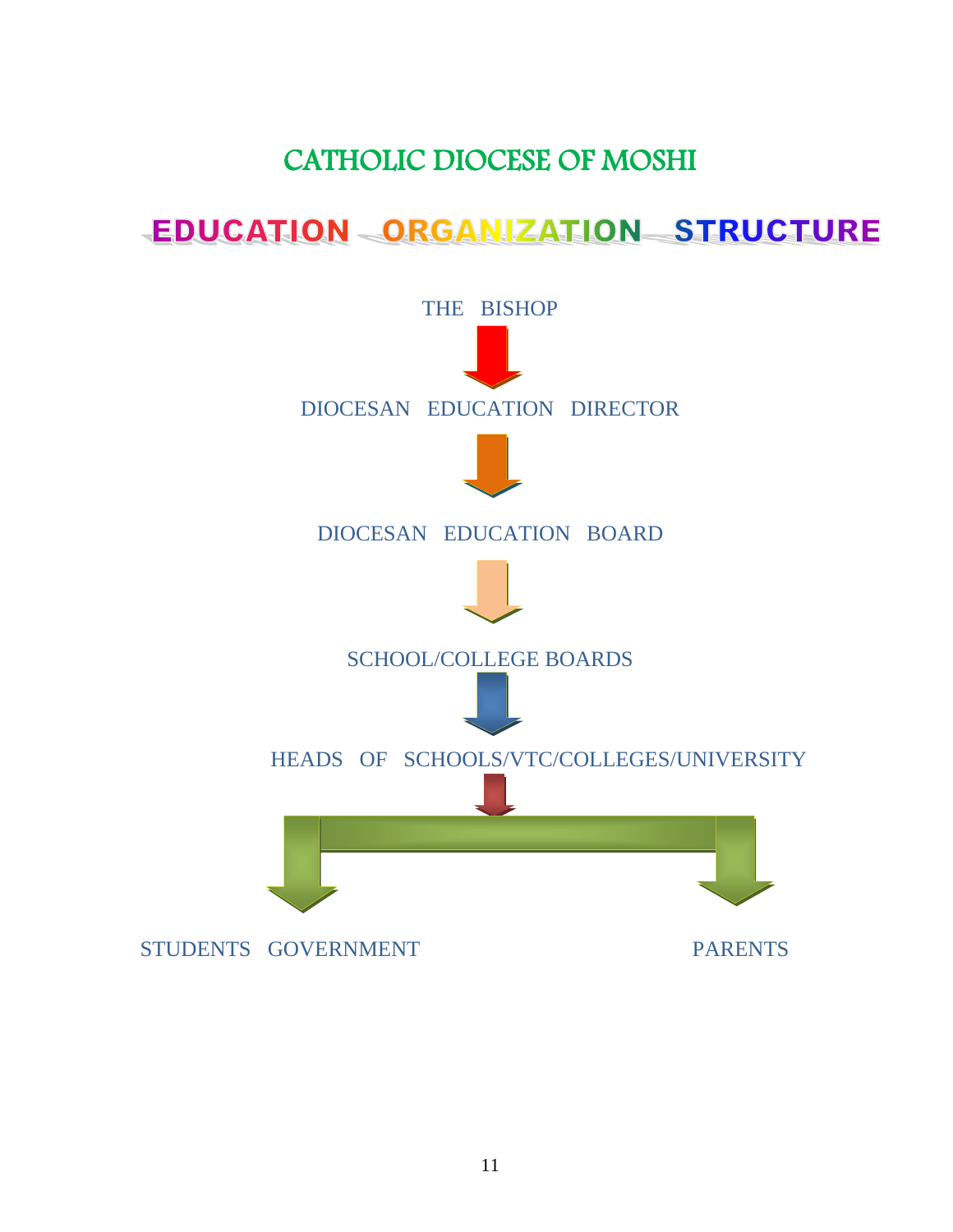# CATHOLIC DIOCESE OF MOSHI

## EDUCATION ORGANIZATION STRUCTURE

THE BISHOP

DIOCESAN EDUCATION DIRECTOR

DIOCESAN EDUCATION BOARD

SCHOOL/COLLEGE BOARDS

HEADS OF SCHOOLS/VTC/COLLEGES/UNIVERSITY

STUDENTS GOVERNMENT

PARENTS